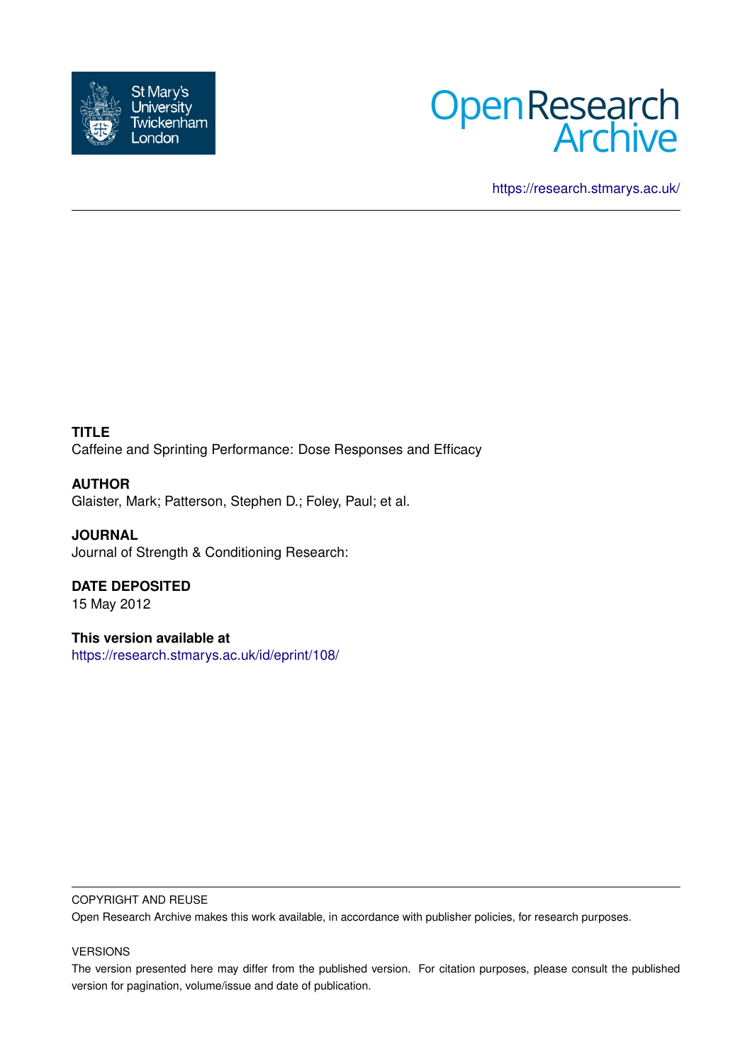St Mary's University Twickenham London

Open Research Archive

https://research.stmarys.ac.uk/

**TITLE**

Caffeine and Sprinting Performance: Dose Responses and Efficacy

**AUTHOR**

Glaister, Mark; Patterson, Stephen D.; Foley, Paul; et al.

**JOURNAL**

Journal of Strength & Conditioning Research:

**DATE DEPOSITED**

15 May 2012

**This version available at**

https://research.stmarys.ac.uk/id/eprint/108/

COPYRIGHT AND REUSE

Open Research Archive makes this work available, in accordance with publisher policies, for research purposes.

VERSIONS

The version presented here may differ from the published version. For citation purposes, please consult the published version for pagination, volume/issue and date of publication.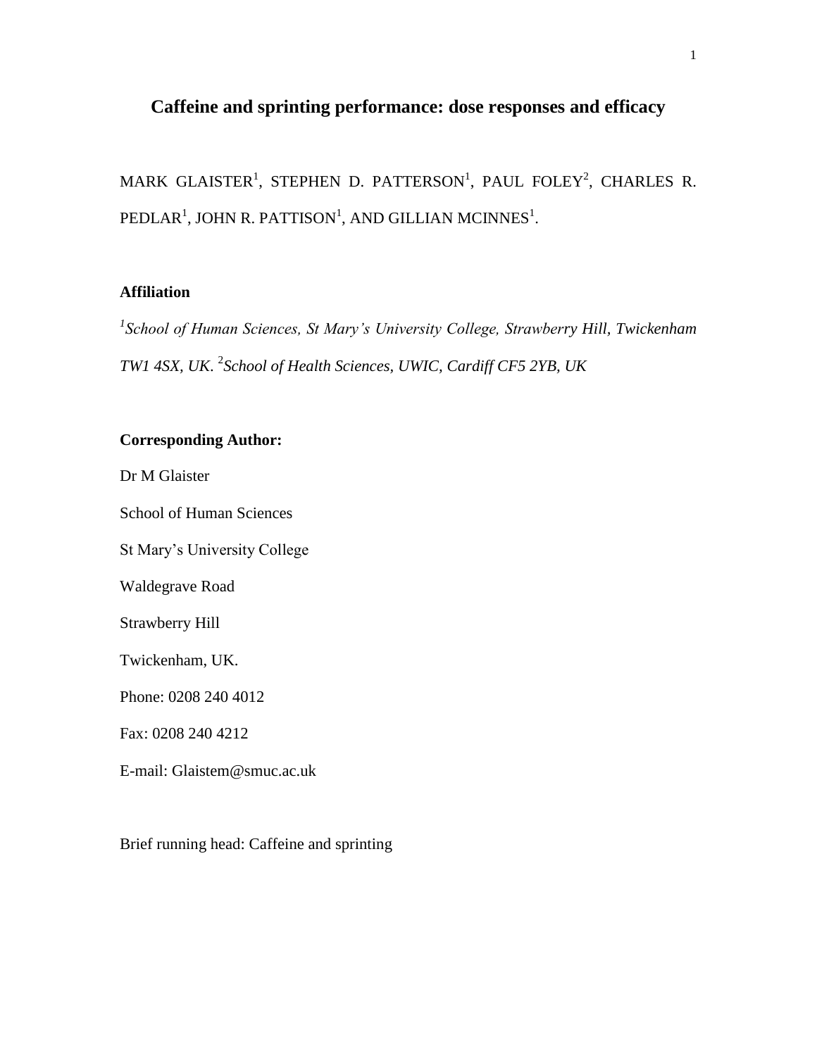# Caffeine and sprinting performance: dose responses and efficacy

MARK GLAISTER[1], STEPHEN D. PATTERSON[1], PAUL FOLEY[2], CHARLES R. PEDLAR[1], JOHN R. PATTISON[1], AND GILLIAN MCINNES[1].

**Affiliation**

[1]*School of Human Sciences, St Mary's University College, Strawberry Hill, Twickenham TW1 4SX, UK.* [2]*School of Health Sciences, UWIC, Cardiff CF5 2YB, UK*

**Corresponding Author:**

Dr M Glaister

School of Human Sciences

St Mary's University College

Waldegrave Road

Strawberry Hill

Twickenham, UK.

Phone: 0208 240 4012

Fax: 0208 240 4212

E-mail: Glaistem@smuc.ac.uk

Brief running head: Caffeine and sprinting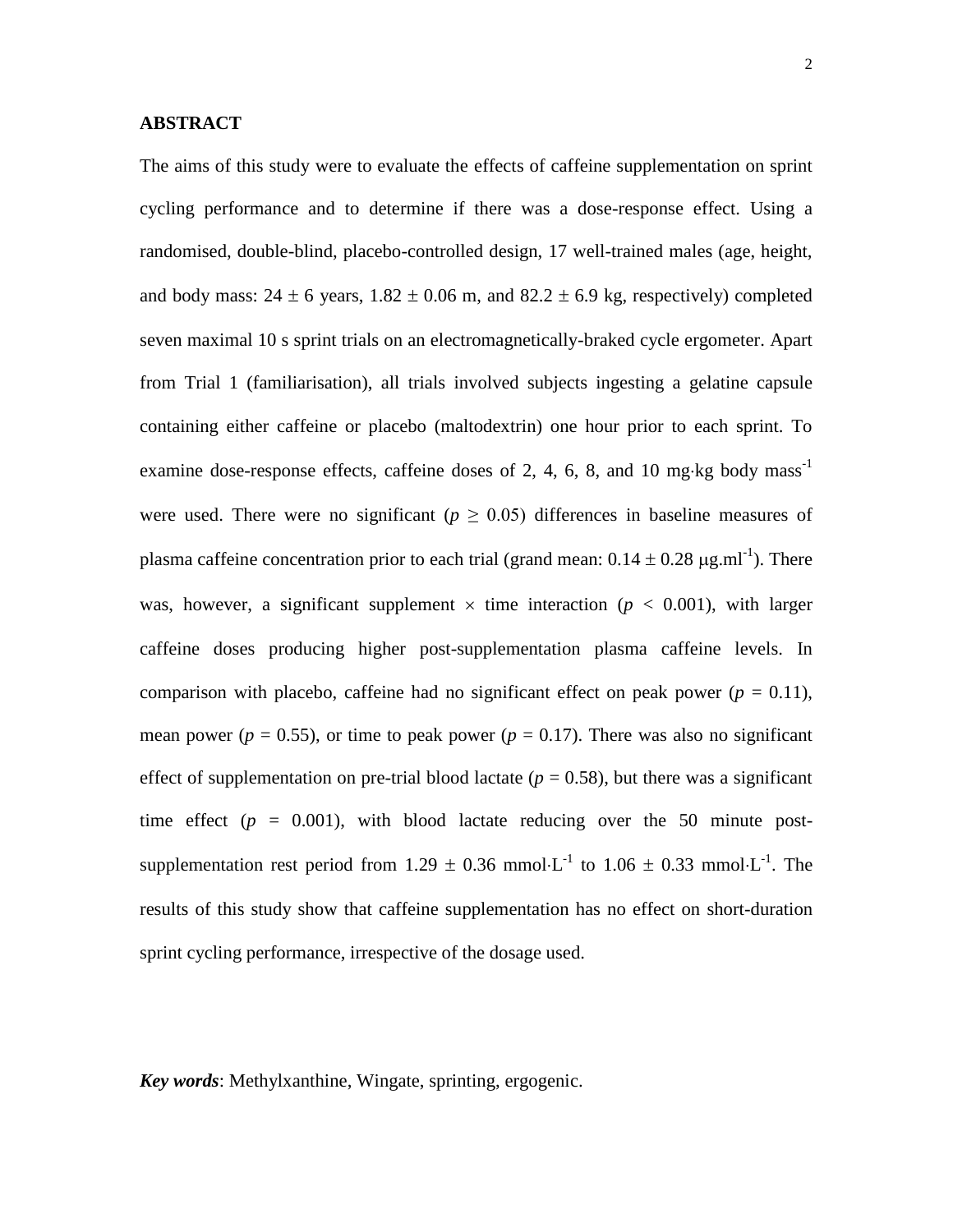## ABSTRACT

The aims of this study were to evaluate the effects of caffeine supplementation on sprint cycling performance and to determine if there was a dose-response effect. Using a randomised, double-blind, placebo-controlled design, 17 well-trained males (age, height, and body mass: $24 \pm 6$ years, $1.82 \pm 0.06$ m, and $82.2 \pm 6.9$ kg, respectively) completed seven maximal 10 s sprint trials on an electromagnetically-braked cycle ergometer. Apart from Trial 1 (familiarisation), all trials involved subjects ingesting a gelatine capsule containing either caffeine or placebo (maltodextrin) one hour prior to each sprint. To examine dose-response effects, caffeine doses of 2, 4, 6, 8, and 10 $mg{\cdot}kg$ body $mass^{-1}$ were used. There were no significant ($p \geq 0.05$) differences in baseline measures of plasma caffeine concentration prior to each trial (grand mean: $0.14 \pm 0.28$ $\mu g.ml^{-1}$). There was, however, a significant supplement $\times$ time interaction ($p < 0.001$), with larger caffeine doses producing higher post-supplementation plasma caffeine levels. In comparison with placebo, caffeine had no significant effect on peak power ($p = 0.11$), mean power ($p = 0.55$), or time to peak power ($p = 0.17$). There was also no significant effect of supplementation on pre-trial blood lactate ($p = 0.58$), but there was a significant time effect ($p = 0.001$), with blood lactate reducing over the 50 minute post-supplementation rest period from $1.29 \pm 0.36$ $mmol{\cdot}L^{-1}$ to $1.06 \pm 0.33$ $mmol{\cdot}L^{-1}$. The results of this study show that caffeine supplementation has no effect on short-duration sprint cycling performance, irrespective of the dosage used.

***Key words***: Methylxanthine, Wingate, sprinting, ergogenic.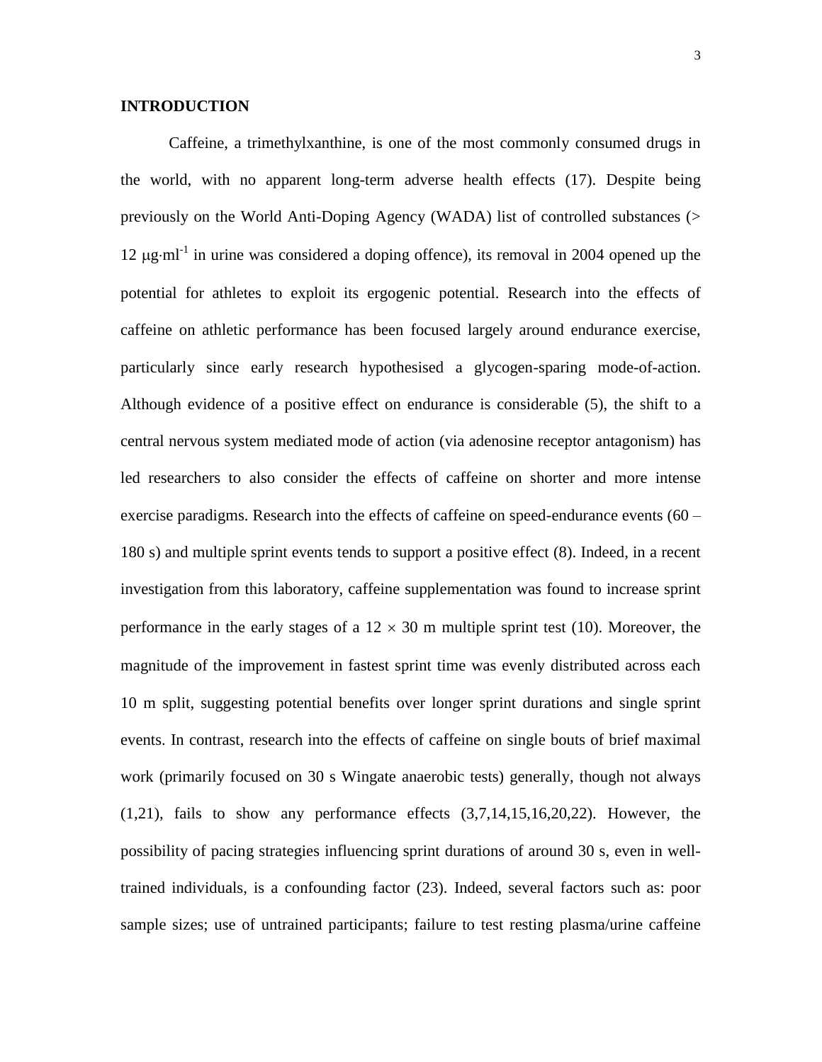## INTRODUCTION

Caffeine, a trimethylxanthine, is one of the most commonly consumed drugs in the world, with no apparent long-term adverse health effects (17). Despite being previously on the World Anti-Doping Agency (WADA) list of controlled substances (> 12 $\mu g \cdot ml^{-1}$ in urine was considered a doping offence), its removal in 2004 opened up the potential for athletes to exploit its ergogenic potential. Research into the effects of caffeine on athletic performance has been focused largely around endurance exercise, particularly since early research hypothesised a glycogen-sparing mode-of-action. Although evidence of a positive effect on endurance is considerable (5), the shift to a central nervous system mediated mode of action (via adenosine receptor antagonism) has led researchers to also consider the effects of caffeine on shorter and more intense exercise paradigms. Research into the effects of caffeine on speed-endurance events (60 – 180 s) and multiple sprint events tends to support a positive effect (8). Indeed, in a recent investigation from this laboratory, caffeine supplementation was found to increase sprint performance in the early stages of a $12 \times 30$ m multiple sprint test (10). Moreover, the magnitude of the improvement in fastest sprint time was evenly distributed across each 10 m split, suggesting potential benefits over longer sprint durations and single sprint events. In contrast, research into the effects of caffeine on single bouts of brief maximal work (primarily focused on 30 s Wingate anaerobic tests) generally, though not always (1,21), fails to show any performance effects (3,7,14,15,16,20,22). However, the possibility of pacing strategies influencing sprint durations of around 30 s, even in well-trained individuals, is a confounding factor (23). Indeed, several factors such as: poor sample sizes; use of untrained participants; failure to test resting plasma/urine caffeine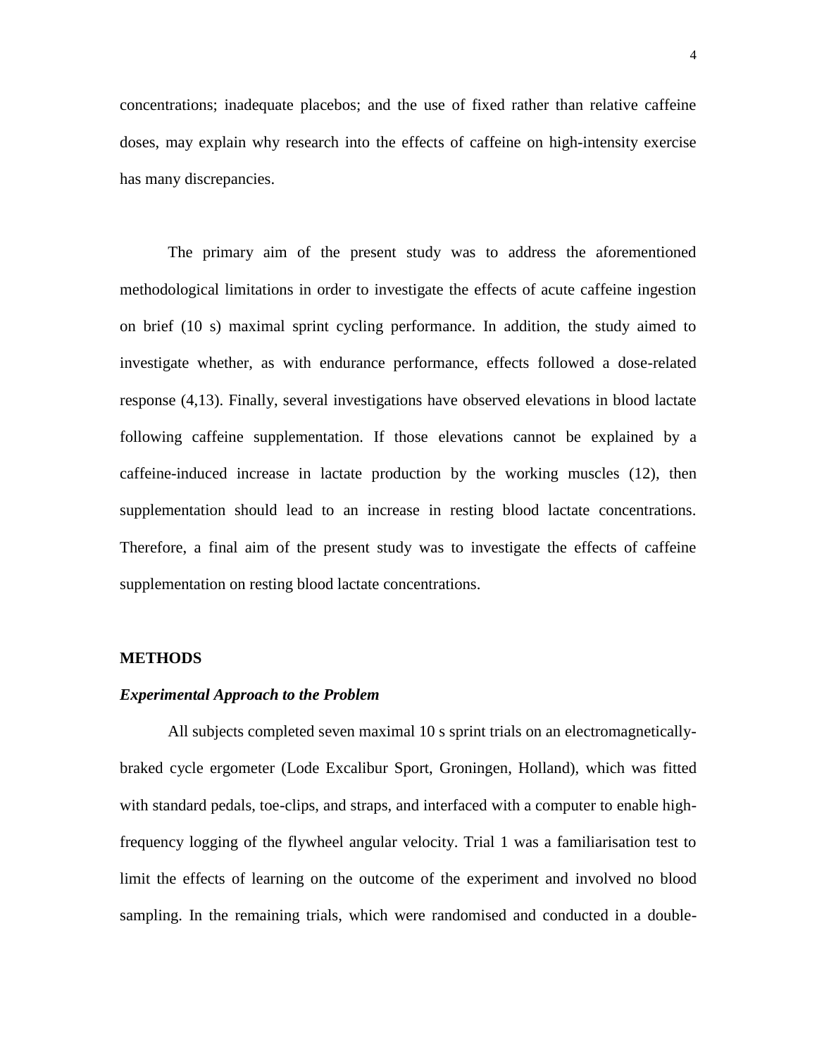concentrations; inadequate placebos; and the use of fixed rather than relative caffeine doses, may explain why research into the effects of caffeine on high-intensity exercise has many discrepancies.

The primary aim of the present study was to address the aforementioned methodological limitations in order to investigate the effects of acute caffeine ingestion on brief (10 s) maximal sprint cycling performance. In addition, the study aimed to investigate whether, as with endurance performance, effects followed a dose-related response (4,13). Finally, several investigations have observed elevations in blood lactate following caffeine supplementation. If those elevations cannot be explained by a caffeine-induced increase in lactate production by the working muscles (12), then supplementation should lead to an increase in resting blood lactate concentrations. Therefore, a final aim of the present study was to investigate the effects of caffeine supplementation on resting blood lactate concentrations.

## METHODS

### *Experimental Approach to the Problem*

All subjects completed seven maximal 10 s sprint trials on an electromagnetically-braked cycle ergometer (Lode Excalibur Sport, Groningen, Holland), which was fitted with standard pedals, toe-clips, and straps, and interfaced with a computer to enable high-frequency logging of the flywheel angular velocity. Trial 1 was a familiarisation test to limit the effects of learning on the outcome of the experiment and involved no blood sampling. In the remaining trials, which were randomised and conducted in a double-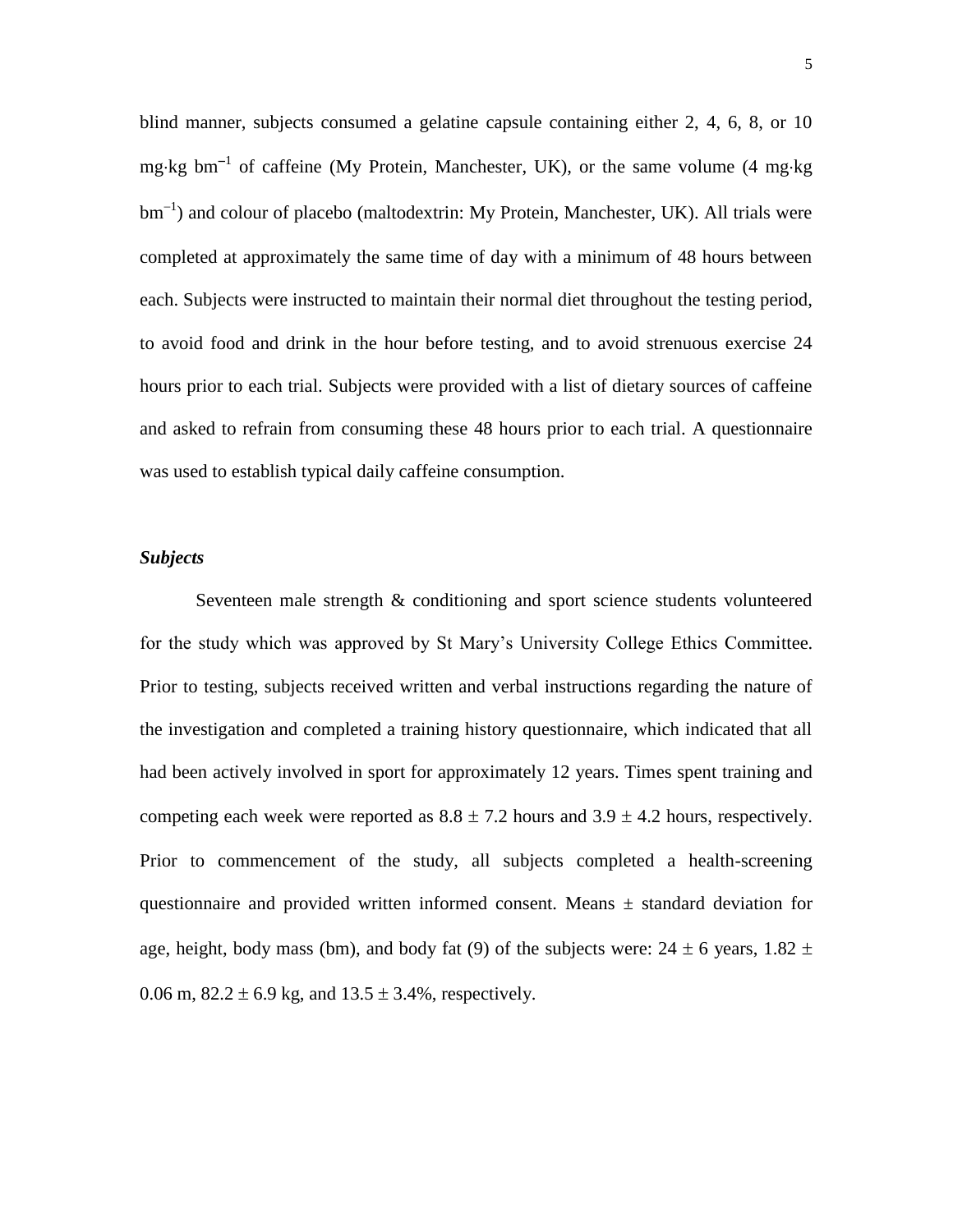blind manner, subjects consumed a gelatine capsule containing either 2, 4, 6, 8, or 10 mg·kg bm$^{-1}$ of caffeine (My Protein, Manchester, UK), or the same volume (4 mg·kg bm$^{-1}$) and colour of placebo (maltodextrin: My Protein, Manchester, UK). All trials were completed at approximately the same time of day with a minimum of 48 hours between each. Subjects were instructed to maintain their normal diet throughout the testing period, to avoid food and drink in the hour before testing, and to avoid strenuous exercise 24 hours prior to each trial. Subjects were provided with a list of dietary sources of caffeine and asked to refrain from consuming these 48 hours prior to each trial. A questionnaire was used to establish typical daily caffeine consumption.

***Subjects***

Seventeen male strength & conditioning and sport science students volunteered for the study which was approved by St Mary's University College Ethics Committee. Prior to testing, subjects received written and verbal instructions regarding the nature of the investigation and completed a training history questionnaire, which indicated that all had been actively involved in sport for approximately 12 years. Times spent training and competing each week were reported as $8.8 \pm 7.2$ hours and $3.9 \pm 4.2$ hours, respectively. Prior to commencement of the study, all subjects completed a health-screening questionnaire and provided written informed consent. Means $\pm$ standard deviation for age, height, body mass (bm), and body fat (9) of the subjects were: $24 \pm 6$ years, $1.82 \pm 0.06$ m, $82.2 \pm 6.9$ kg, and $13.5 \pm 3.4$%, respectively.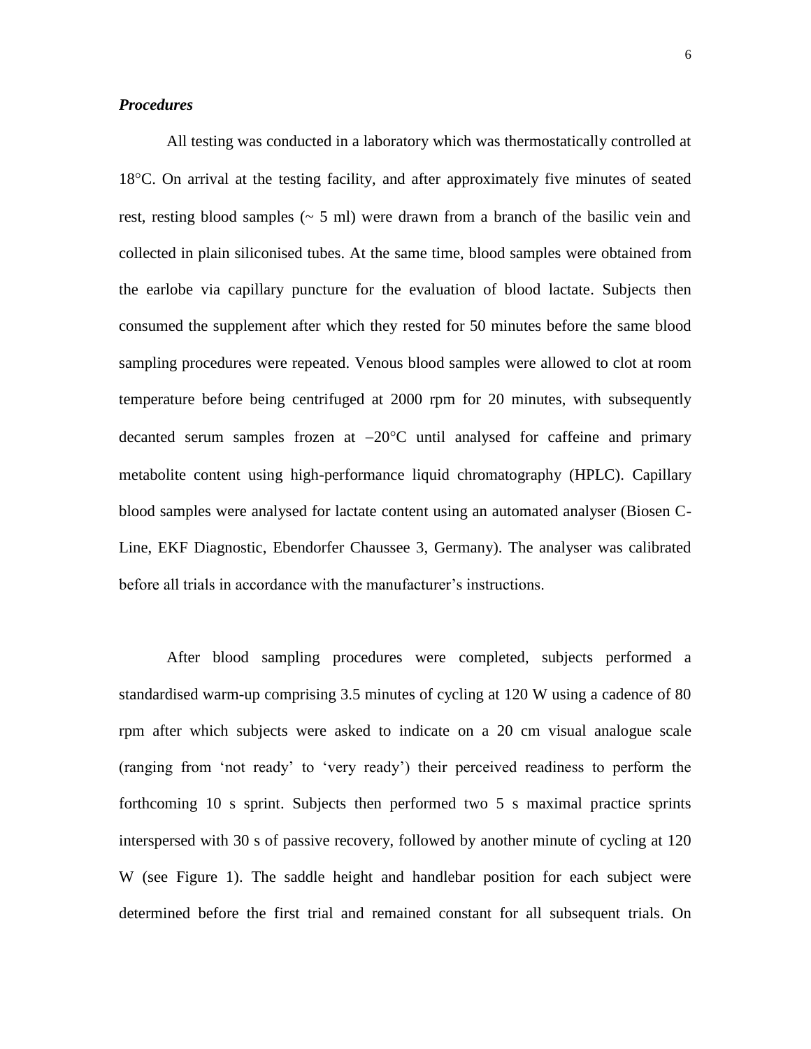### *Procedures*

All testing was conducted in a laboratory which was thermostatically controlled at 18°C. On arrival at the testing facility, and after approximately five minutes of seated rest, resting blood samples (~ 5 ml) were drawn from a branch of the basilic vein and collected in plain siliconised tubes. At the same time, blood samples were obtained from the earlobe via capillary puncture for the evaluation of blood lactate. Subjects then consumed the supplement after which they rested for 50 minutes before the same blood sampling procedures were repeated. Venous blood samples were allowed to clot at room temperature before being centrifuged at 2000 rpm for 20 minutes, with subsequently decanted serum samples frozen at −20°C until analysed for caffeine and primary metabolite content using high-performance liquid chromatography (HPLC). Capillary blood samples were analysed for lactate content using an automated analyser (Biosen C-Line, EKF Diagnostic, Ebendorfer Chaussee 3, Germany). The analyser was calibrated before all trials in accordance with the manufacturer's instructions.

After blood sampling procedures were completed, subjects performed a standardised warm-up comprising 3.5 minutes of cycling at 120 W using a cadence of 80 rpm after which subjects were asked to indicate on a 20 cm visual analogue scale (ranging from 'not ready' to 'very ready') their perceived readiness to perform the forthcoming 10 s sprint. Subjects then performed two 5 s maximal practice sprints interspersed with 30 s of passive recovery, followed by another minute of cycling at 120 W (see Figure 1). The saddle height and handlebar position for each subject were determined before the first trial and remained constant for all subsequent trials. On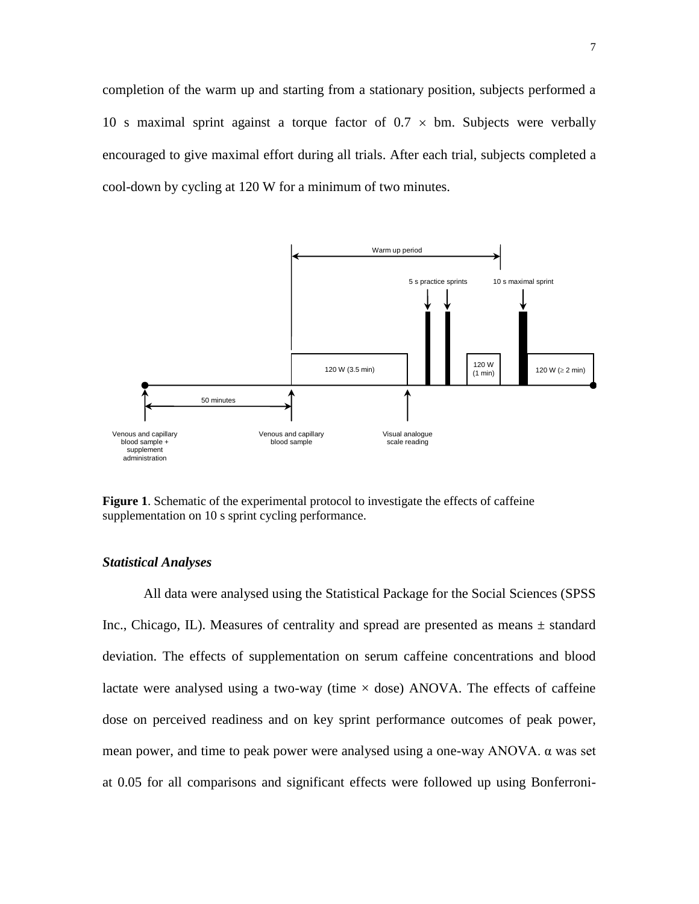completion of the warm up and starting from a stationary position, subjects performed a 10 s maximal sprint against a torque factor of $0.7 \times$ bm. Subjects were verbally encouraged to give maximal effort during all trials. After each trial, subjects completed a cool-down by cycling at 120 W for a minimum of two minutes.

**Figure 1**. Schematic of the experimental protocol to investigate the effects of caffeine supplementation on 10 s sprint cycling performance.

### *Statistical Analyses*

All data were analysed using the Statistical Package for the Social Sciences (SPSS Inc., Chicago, IL). Measures of centrality and spread are presented as means ± standard deviation. The effects of supplementation on serum caffeine concentrations and blood lactate were analysed using a two-way (time × dose) ANOVA. The effects of caffeine dose on perceived readiness and on key sprint performance outcomes of peak power, mean power, and time to peak power were analysed using a one-way ANOVA. $\alpha$ was set at 0.05 for all comparisons and significant effects were followed up using Bonferroni-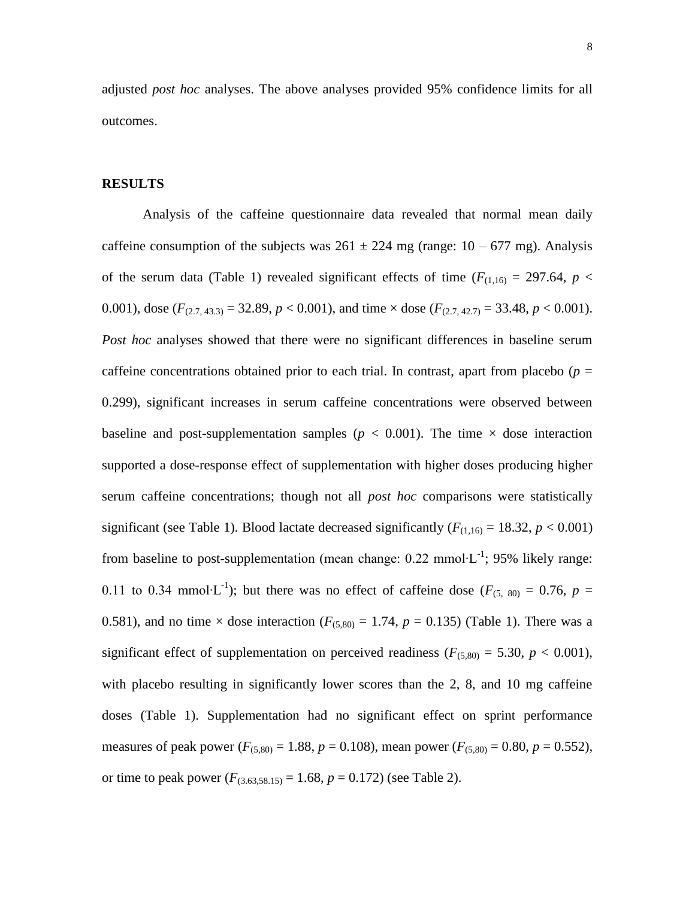adjusted *post hoc* analyses. The above analyses provided 95% confidence limits for all outcomes.

## RESULTS

Analysis of the caffeine questionnaire data revealed that normal mean daily caffeine consumption of the subjects was 261 ± 224 mg (range: 10 – 677 mg). Analysis of the serum data (Table 1) revealed significant effects of time ($F_{(1,16)} = 297.64$, $p < 0.001$), dose ($F_{(2.7,\ 43.3)} = 32.89$, $p < 0.001$), and time × dose ($F_{(2.7,\ 42.7)} = 33.48$, $p < 0.001$). *Post hoc* analyses showed that there were no significant differences in baseline serum caffeine concentrations obtained prior to each trial. In contrast, apart from placebo ($p = 0.299$), significant increases in serum caffeine concentrations were observed between baseline and post-supplementation samples ($p < 0.001$). The time × dose interaction supported a dose-response effect of supplementation with higher doses producing higher serum caffeine concentrations; though not all *post hoc* comparisons were statistically significant (see Table 1). Blood lactate decreased significantly ($F_{(1,16)} = 18.32$, $p < 0.001$) from baseline to post-supplementation (mean change: 0.22 mmol·L$^{-1}$; 95% likely range: 0.11 to 0.34 mmol·L$^{-1}$); but there was no effect of caffeine dose ($F_{(5,\ 80)} = 0.76$, $p = 0.581$), and no time × dose interaction ($F_{(5,80)} = 1.74$, $p = 0.135$) (Table 1). There was a significant effect of supplementation on perceived readiness ($F_{(5,80)} = 5.30$, $p < 0.001$), with placebo resulting in significantly lower scores than the 2, 8, and 10 mg caffeine doses (Table 1). Supplementation had no significant effect on sprint performance measures of peak power ($F_{(5,80)} = 1.88$, $p = 0.108$), mean power ($F_{(5,80)} = 0.80$, $p = 0.552$), or time to peak power ($F_{(3.63,58.15)} = 1.68$, $p = 0.172$) (see Table 2).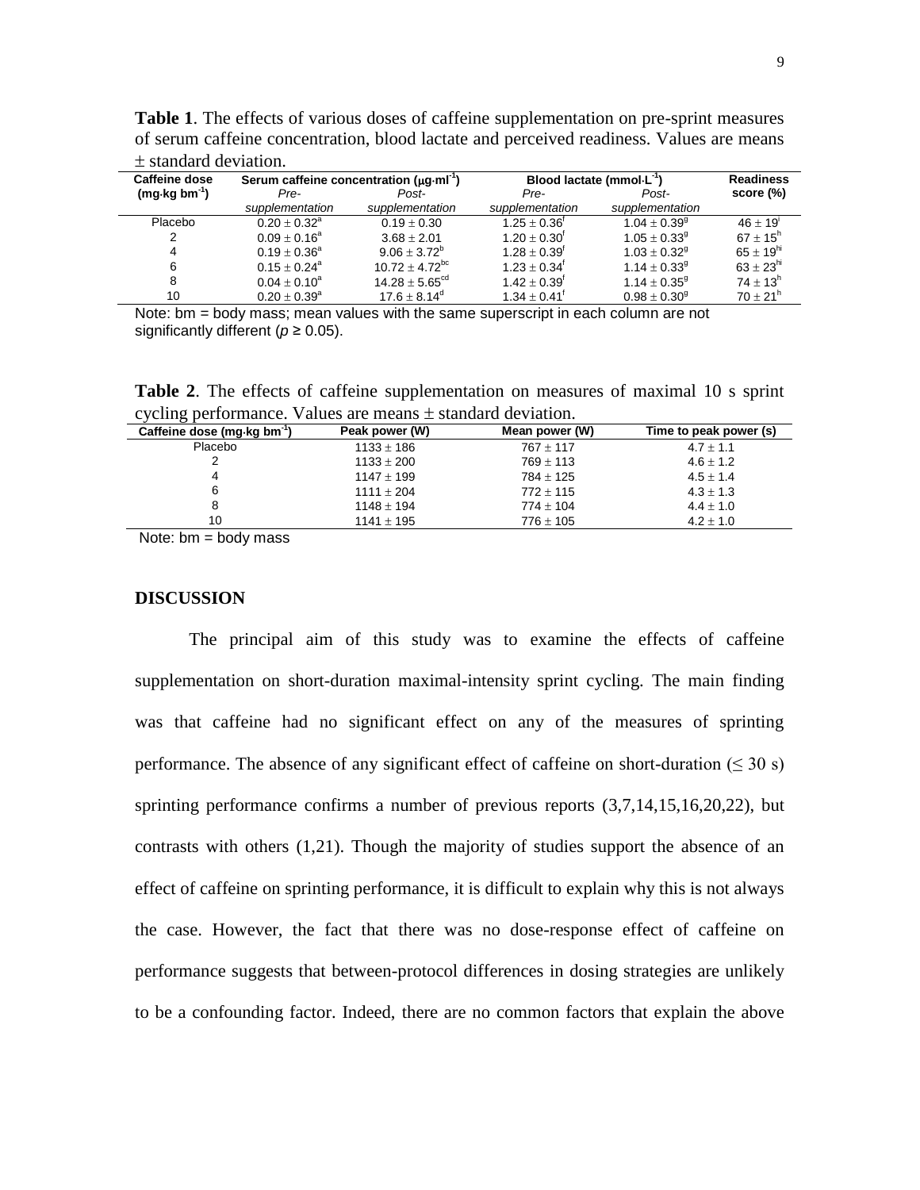**Table 1**. The effects of various doses of caffeine supplementation on pre-sprint measures of serum caffeine concentration, blood lactate and perceived readiness. Values are means ± standard deviation.

| Caffeine dose ($mg{\cdot}kg\ bm^{-1}$) | Serum caffeine concentration ($\mu g{\cdot}ml^{-1}$) | | Blood lactate ($mmol{\cdot}L^{-1}$) | | Readiness score (%) |
|---|---|---|---|---|---|
| | *Pre-supplementation* | *Post-supplementation* | *Pre-supplementation* | *Post-supplementation* | |
| Placebo | $0.20 \pm 0.32^{a}$ | $0.19 \pm 0.30$ | $1.25 \pm 0.36^{f}$ | $1.04 \pm 0.39^{g}$ | $46 \pm 19^{i}$ |
| 2 | $0.09 \pm 0.16^{a}$ | $3.68 \pm 2.01$ | $1.20 \pm 0.30^{f}$ | $1.05 \pm 0.33^{g}$ | $67 \pm 15^{h}$ |
| 4 | $0.19 \pm 0.36^{a}$ | $9.06 \pm 3.72^{b}$ | $1.28 \pm 0.39^{f}$ | $1.03 \pm 0.32^{g}$ | $65 \pm 19^{hi}$ |
| 6 | $0.15 \pm 0.24^{a}$ | $10.72 \pm 4.72^{bc}$ | $1.23 \pm 0.34^{f}$ | $1.14 \pm 0.33^{g}$ | $63 \pm 23^{hi}$ |
| 8 | $0.04 \pm 0.10^{a}$ | $14.28 \pm 5.65^{cd}$ | $1.42 \pm 0.39^{f}$ | $1.14 \pm 0.35^{g}$ | $74 \pm 13^{h}$ |
| 10 | $0.20 \pm 0.39^{a}$ | $17.6 \pm 8.14^{d}$ | $1.34 \pm 0.41^{f}$ | $0.98 \pm 0.30^{g}$ | $70 \pm 21^{h}$ |

Note: bm = body mass; mean values with the same superscript in each column are not significantly different ($p \geq 0.05$).

**Table 2**. The effects of caffeine supplementation on measures of maximal 10 s sprint cycling performance. Values are means ± standard deviation.

| Caffeine dose ($mg{\cdot}kg\ bm^{-1}$) | Peak power (W) | Mean power (W) | Time to peak power (s) |
|---|---|---|---|
| Placebo | 1133 ± 186 | 767 ± 117 | 4.7 ± 1.1 |
| 2 | 1133 ± 200 | 769 ± 113 | 4.6 ± 1.2 |
| 4 | 1147 ± 199 | 784 ± 125 | 4.5 ± 1.4 |
| 6 | 1111 ± 204 | 772 ± 115 | 4.3 ± 1.3 |
| 8 | 1148 ± 194 | 774 ± 104 | 4.4 ± 1.0 |
| 10 | 1141 ± 195 | 776 ± 105 | 4.2 ± 1.0 |

Note: bm = body mass

## DISCUSSION

The principal aim of this study was to examine the effects of caffeine supplementation on short-duration maximal-intensity sprint cycling. The main finding was that caffeine had no significant effect on any of the measures of sprinting performance. The absence of any significant effect of caffeine on short-duration (≤ 30 s) sprinting performance confirms a number of previous reports (3,7,14,15,16,20,22), but contrasts with others (1,21). Though the majority of studies support the absence of an effect of caffeine on sprinting performance, it is difficult to explain why this is not always the case. However, the fact that there was no dose-response effect of caffeine on performance suggests that between-protocol differences in dosing strategies are unlikely to be a confounding factor. Indeed, there are no common factors that explain the above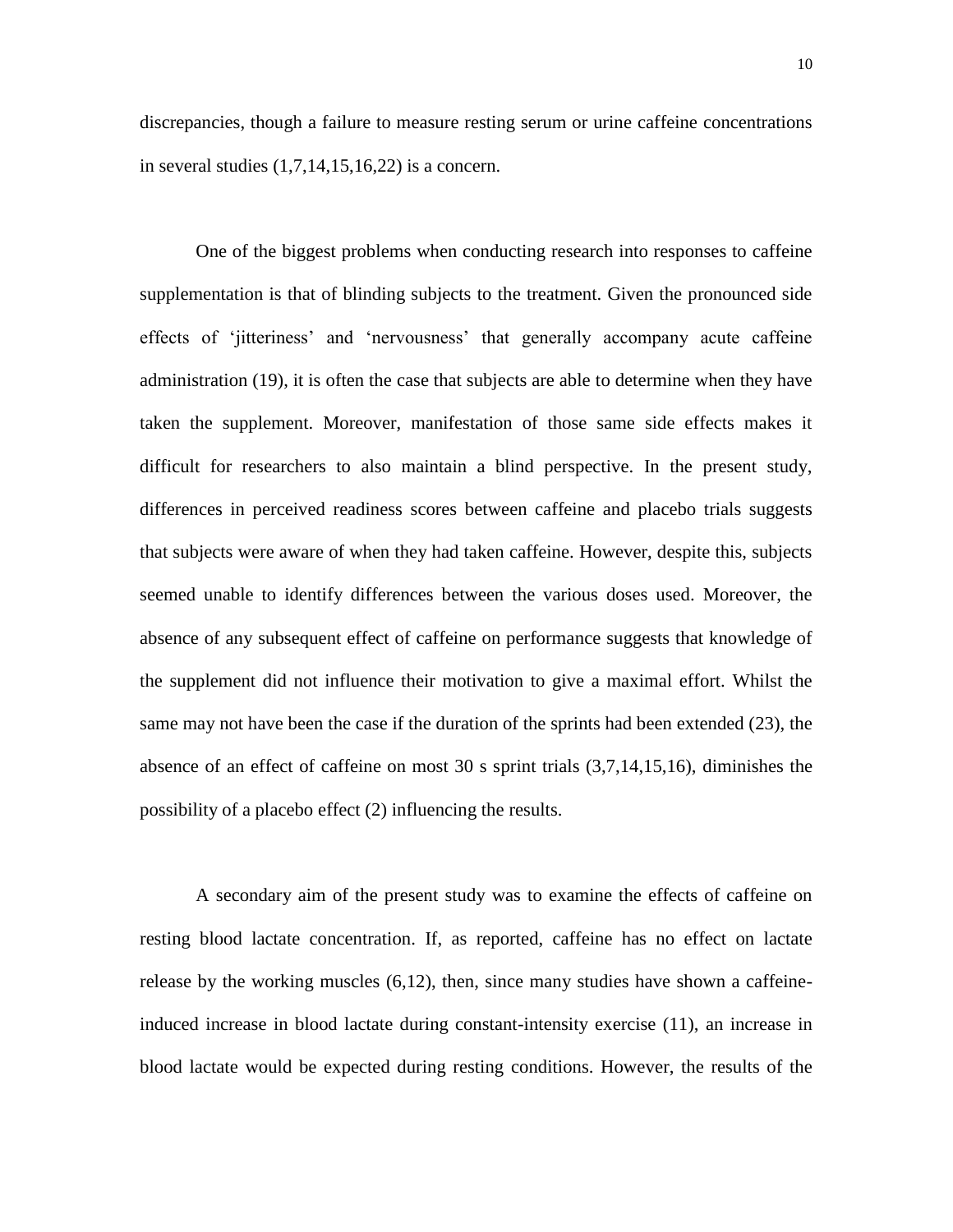discrepancies, though a failure to measure resting serum or urine caffeine concentrations in several studies (1,7,14,15,16,22) is a concern.

One of the biggest problems when conducting research into responses to caffeine supplementation is that of blinding subjects to the treatment. Given the pronounced side effects of 'jitteriness' and 'nervousness' that generally accompany acute caffeine administration (19), it is often the case that subjects are able to determine when they have taken the supplement. Moreover, manifestation of those same side effects makes it difficult for researchers to also maintain a blind perspective. In the present study, differences in perceived readiness scores between caffeine and placebo trials suggests that subjects were aware of when they had taken caffeine. However, despite this, subjects seemed unable to identify differences between the various doses used. Moreover, the absence of any subsequent effect of caffeine on performance suggests that knowledge of the supplement did not influence their motivation to give a maximal effort. Whilst the same may not have been the case if the duration of the sprints had been extended (23), the absence of an effect of caffeine on most 30 s sprint trials (3,7,14,15,16), diminishes the possibility of a placebo effect (2) influencing the results.

A secondary aim of the present study was to examine the effects of caffeine on resting blood lactate concentration. If, as reported, caffeine has no effect on lactate release by the working muscles (6,12), then, since many studies have shown a caffeine-induced increase in blood lactate during constant-intensity exercise (11), an increase in blood lactate would be expected during resting conditions. However, the results of the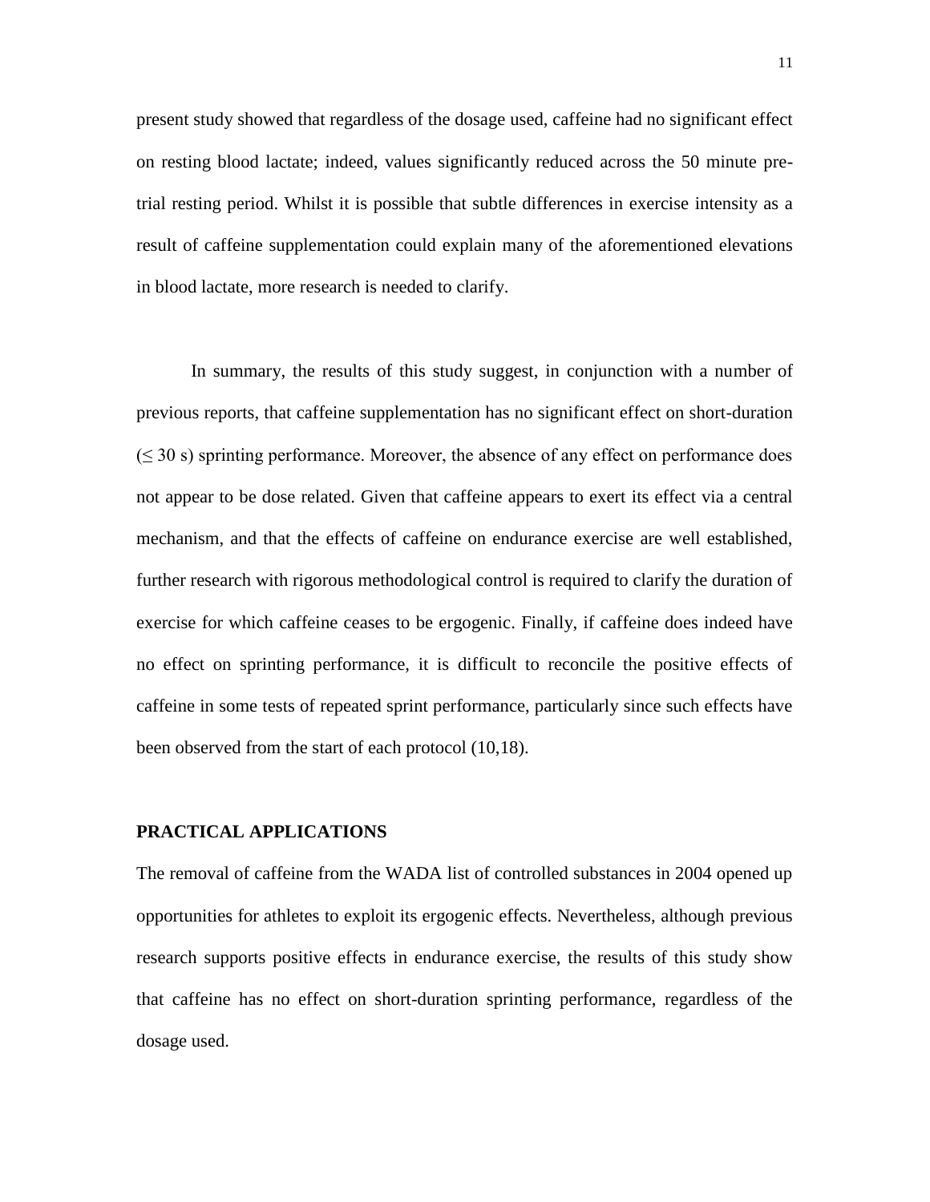present study showed that regardless of the dosage used, caffeine had no significant effect on resting blood lactate; indeed, values significantly reduced across the 50 minute pre-trial resting period. Whilst it is possible that subtle differences in exercise intensity as a result of caffeine supplementation could explain many of the aforementioned elevations in blood lactate, more research is needed to clarify.

In summary, the results of this study suggest, in conjunction with a number of previous reports, that caffeine supplementation has no significant effect on short-duration ($\leq$ 30 s) sprinting performance. Moreover, the absence of any effect on performance does not appear to be dose related. Given that caffeine appears to exert its effect via a central mechanism, and that the effects of caffeine on endurance exercise are well established, further research with rigorous methodological control is required to clarify the duration of exercise for which caffeine ceases to be ergogenic. Finally, if caffeine does indeed have no effect on sprinting performance, it is difficult to reconcile the positive effects of caffeine in some tests of repeated sprint performance, particularly since such effects have been observed from the start of each protocol (10,18).

## PRACTICAL APPLICATIONS

The removal of caffeine from the WADA list of controlled substances in 2004 opened up opportunities for athletes to exploit its ergogenic effects. Nevertheless, although previous research supports positive effects in endurance exercise, the results of this study show that caffeine has no effect on short-duration sprinting performance, regardless of the dosage used.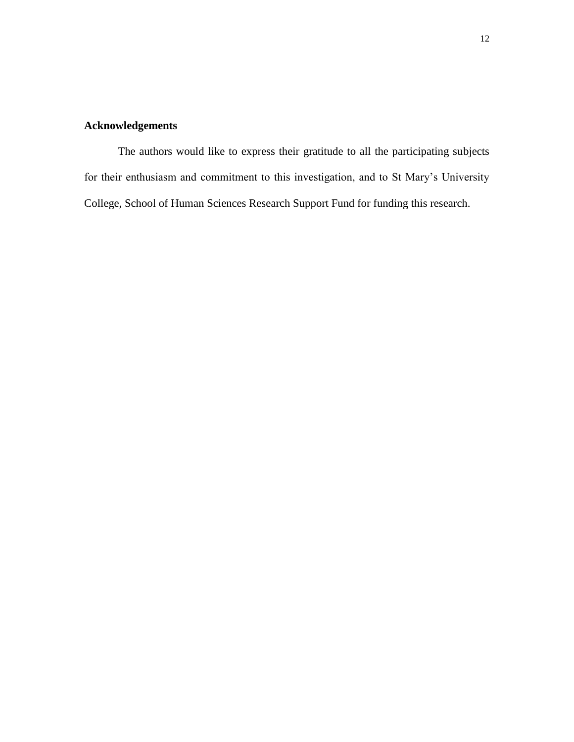## Acknowledgements

The authors would like to express their gratitude to all the participating subjects for their enthusiasm and commitment to this investigation, and to St Mary's University College, School of Human Sciences Research Support Fund for funding this research.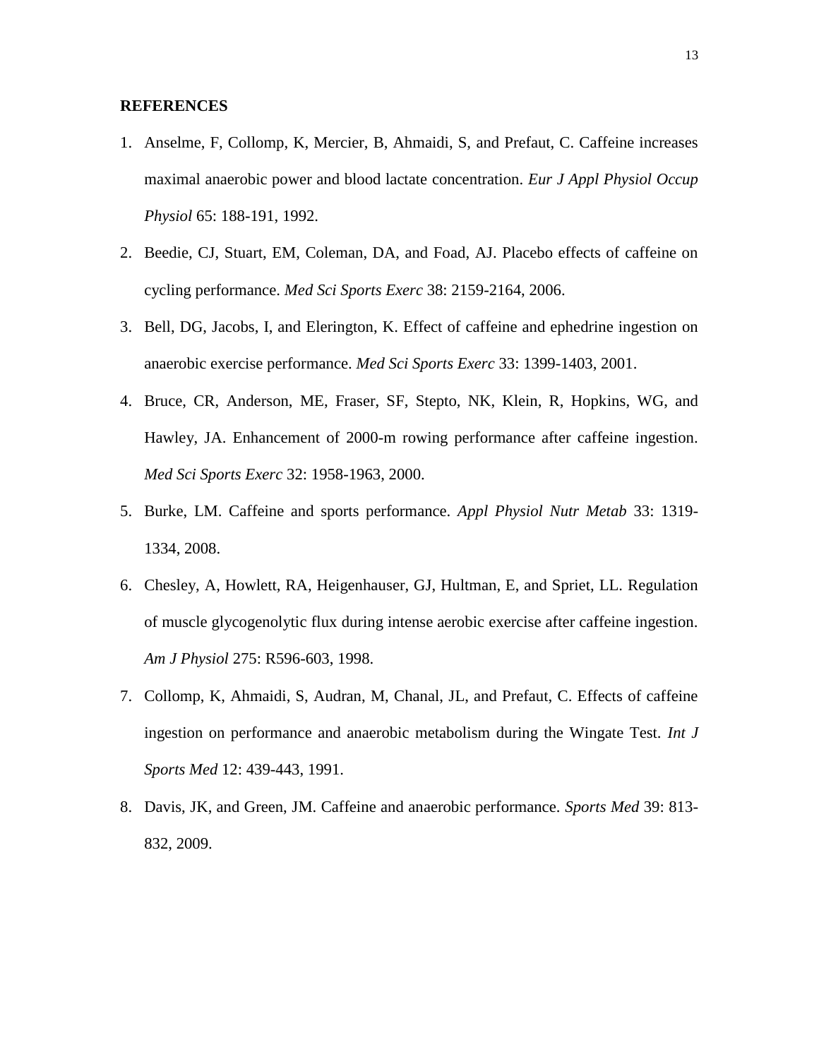## REFERENCES

1. Anselme, F, Collomp, K, Mercier, B, Ahmaidi, S, and Prefaut, C. Caffeine increases maximal anaerobic power and blood lactate concentration. *Eur J Appl Physiol Occup Physiol* 65: 188-191, 1992.
2. Beedie, CJ, Stuart, EM, Coleman, DA, and Foad, AJ. Placebo effects of caffeine on cycling performance. *Med Sci Sports Exerc* 38: 2159-2164, 2006.
3. Bell, DG, Jacobs, I, and Elerington, K. Effect of caffeine and ephedrine ingestion on anaerobic exercise performance. *Med Sci Sports Exerc* 33: 1399-1403, 2001.
4. Bruce, CR, Anderson, ME, Fraser, SF, Stepto, NK, Klein, R, Hopkins, WG, and Hawley, JA. Enhancement of 2000-m rowing performance after caffeine ingestion. *Med Sci Sports Exerc* 32: 1958-1963, 2000.
5. Burke, LM. Caffeine and sports performance. *Appl Physiol Nutr Metab* 33: 1319-1334, 2008.
6. Chesley, A, Howlett, RA, Heigenhauser, GJ, Hultman, E, and Spriet, LL. Regulation of muscle glycogenolytic flux during intense aerobic exercise after caffeine ingestion. *Am J Physiol* 275: R596-603, 1998.
7. Collomp, K, Ahmaidi, S, Audran, M, Chanal, JL, and Prefaut, C. Effects of caffeine ingestion on performance and anaerobic metabolism during the Wingate Test. *Int J Sports Med* 12: 439-443, 1991.
8. Davis, JK, and Green, JM. Caffeine and anaerobic performance. *Sports Med* 39: 813-832, 2009.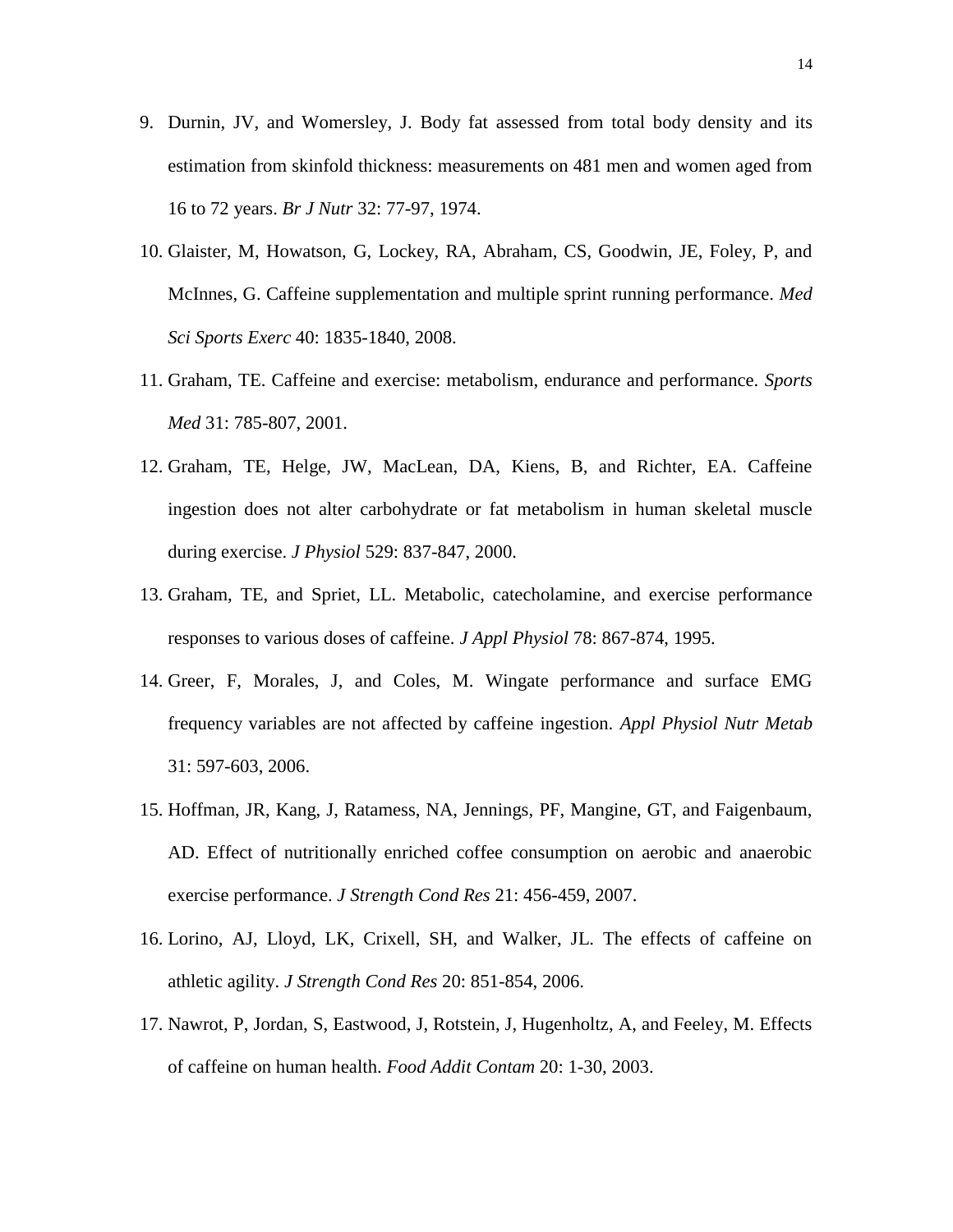9. Durnin, JV, and Womersley, J. Body fat assessed from total body density and its estimation from skinfold thickness: measurements on 481 men and women aged from 16 to 72 years. *Br J Nutr* 32: 77-97, 1974.

10. Glaister, M, Howatson, G, Lockey, RA, Abraham, CS, Goodwin, JE, Foley, P, and McInnes, G. Caffeine supplementation and multiple sprint running performance. *Med Sci Sports Exerc* 40: 1835-1840, 2008.

11. Graham, TE. Caffeine and exercise: metabolism, endurance and performance. *Sports Med* 31: 785-807, 2001.

12. Graham, TE, Helge, JW, MacLean, DA, Kiens, B, and Richter, EA. Caffeine ingestion does not alter carbohydrate or fat metabolism in human skeletal muscle during exercise. *J Physiol* 529: 837-847, 2000.

13. Graham, TE, and Spriet, LL. Metabolic, catecholamine, and exercise performance responses to various doses of caffeine. *J Appl Physiol* 78: 867-874, 1995.

14. Greer, F, Morales, J, and Coles, M. Wingate performance and surface EMG frequency variables are not affected by caffeine ingestion. *Appl Physiol Nutr Metab* 31: 597-603, 2006.

15. Hoffman, JR, Kang, J, Ratamess, NA, Jennings, PF, Mangine, GT, and Faigenbaum, AD. Effect of nutritionally enriched coffee consumption on aerobic and anaerobic exercise performance. *J Strength Cond Res* 21: 456-459, 2007.

16. Lorino, AJ, Lloyd, LK, Crixell, SH, and Walker, JL. The effects of caffeine on athletic agility. *J Strength Cond Res* 20: 851-854, 2006.

17. Nawrot, P, Jordan, S, Eastwood, J, Rotstein, J, Hugenholtz, A, and Feeley, M. Effects of caffeine on human health. *Food Addit Contam* 20: 1-30, 2003.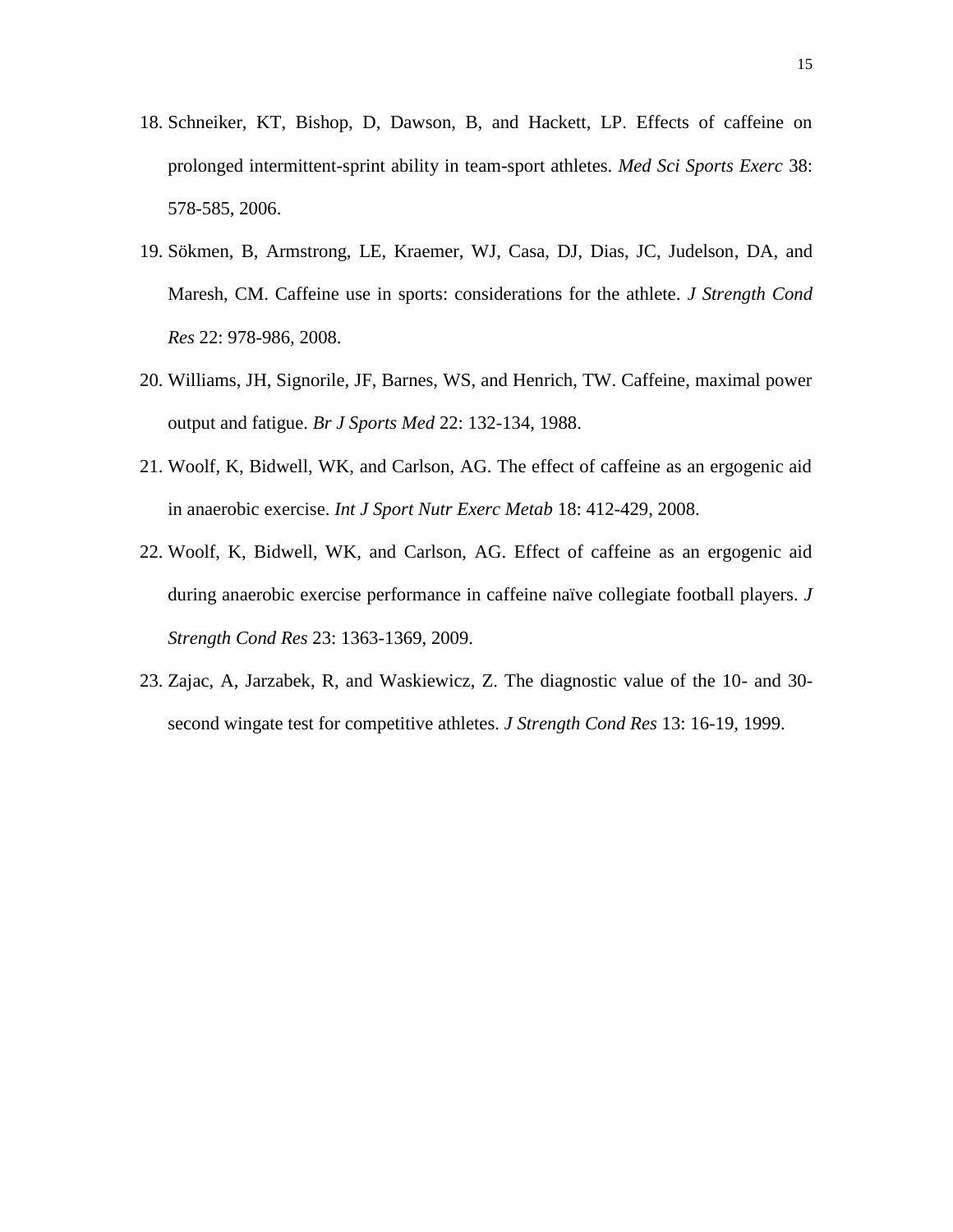18. Schneiker, KT, Bishop, D, Dawson, B, and Hackett, LP. Effects of caffeine on prolonged intermittent-sprint ability in team-sport athletes. *Med Sci Sports Exerc* 38: 578-585, 2006.
19. Sökmen, B, Armstrong, LE, Kraemer, WJ, Casa, DJ, Dias, JC, Judelson, DA, and Maresh, CM. Caffeine use in sports: considerations for the athlete. *J Strength Cond Res* 22: 978-986, 2008.
20. Williams, JH, Signorile, JF, Barnes, WS, and Henrich, TW. Caffeine, maximal power output and fatigue. *Br J Sports Med* 22: 132-134, 1988.
21. Woolf, K, Bidwell, WK, and Carlson, AG. The effect of caffeine as an ergogenic aid in anaerobic exercise. *Int J Sport Nutr Exerc Metab* 18: 412-429, 2008.
22. Woolf, K, Bidwell, WK, and Carlson, AG. Effect of caffeine as an ergogenic aid during anaerobic exercise performance in caffeine naïve collegiate football players. *J Strength Cond Res* 23: 1363-1369, 2009.
23. Zajac, A, Jarzabek, R, and Waskiewicz, Z. The diagnostic value of the 10- and 30-second wingate test for competitive athletes. *J Strength Cond Res* 13: 16-19, 1999.